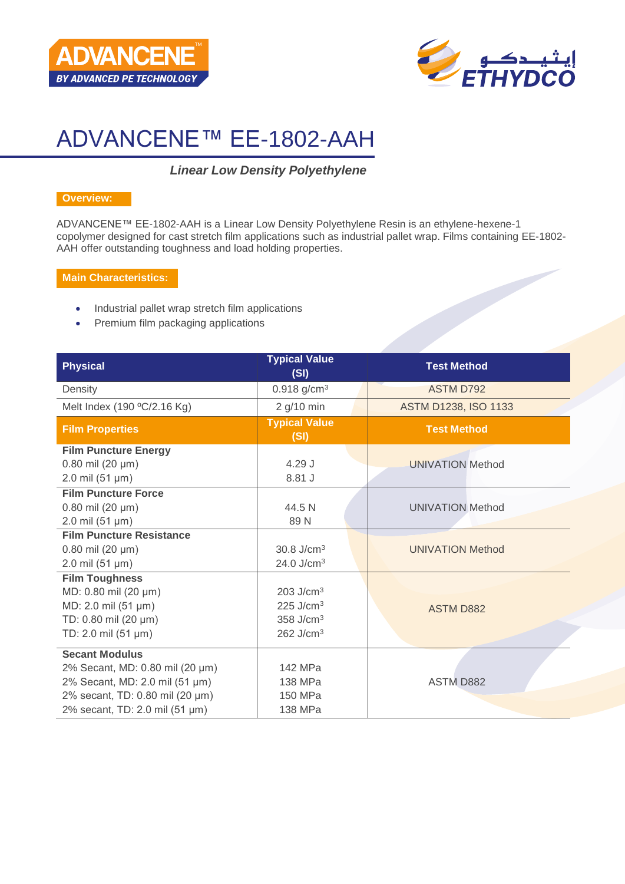# ADVANCENE™ EE-1802-AAH

***Linear Low Density Polyethylene***

**Overview:**

ADVANCENE™ EE-1802-AAH is a Linear Low Density Polyethylene Resin is an ethylene-hexene-1 copolymer designed for cast stretch film applications such as industrial pallet wrap. Films containing EE-1802-AAH offer outstanding toughness and load holding properties.

**Main Characteristics:**

- Industrial pallet wrap stretch film applications
- Premium film packaging applications

| Physical | Typical Value (SI) | Test Method |
|---|---|---|
| Density | 0.918 g/cm³ | ASTM D792 |
| Melt Index (190 ºC/2.16 Kg) | 2 g/10 min | ASTM D1238, ISO 1133 |
| **Film Properties** | **Typical Value (SI)** | **Test Method** |
| **Film Puncture Energy**<br>0.80 mil (20 µm)<br>2.0 mil (51 µm) | <br>4.29 J<br>8.81 J | UNIVATION Method |
| **Film Puncture Force**<br>0.80 mil (20 µm)<br>2.0 mil (51 µm) | <br>44.5 N<br>89 N | UNIVATION Method |
| **Film Puncture Resistance**<br>0.80 mil (20 µm)<br>2.0 mil (51 µm) | <br>30.8 J/cm³<br>24.0 J/cm³ | UNIVATION Method |
| **Film Toughness**<br>MD: 0.80 mil (20 µm)<br>MD: 2.0 mil (51 µm)<br>TD: 0.80 mil (20 µm)<br>TD: 2.0 mil (51 µm) | <br>203 J/cm³<br>225 J/cm³<br>358 J/cm³<br>262 J/cm³ | ASTM D882 |
| **Secant Modulus**<br>2% Secant, MD: 0.80 mil (20 µm)<br>2% Secant, MD: 2.0 mil (51 µm)<br>2% secant, TD: 0.80 mil (20 µm)<br>2% secant, TD: 2.0 mil (51 µm) | <br>142 MPa<br>138 MPa<br>150 MPa<br>138 MPa | ASTM D882 |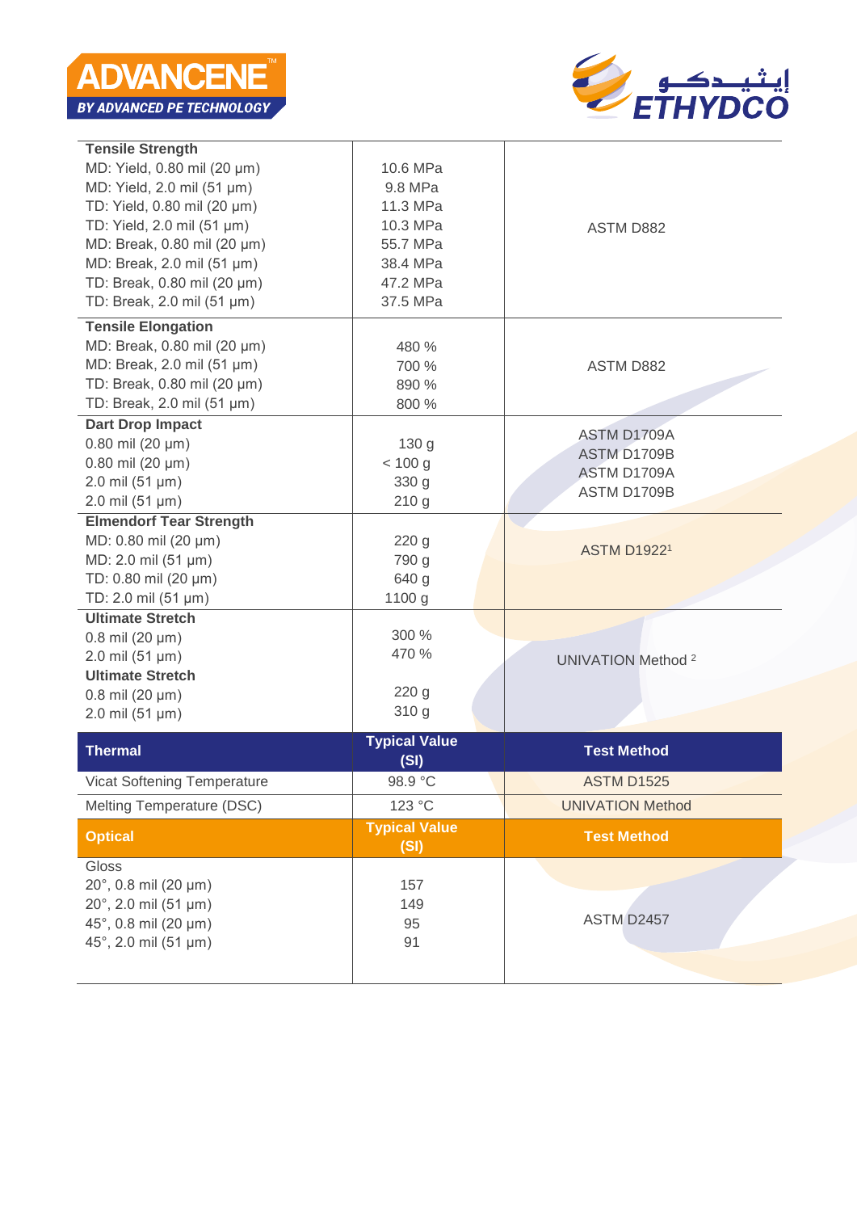| Property | Typical Value (SI) | Test Method |
|---|---|---|
| **Tensile Strength** | | |
| MD: Yield, 0.80 mil (20 µm) | 10.6 MPa | ASTM D882 |
| MD: Yield, 2.0 mil (51 µm) | 9.8 MPa | ASTM D882 |
| TD: Yield, 0.80 mil (20 µm) | 11.3 MPa | ASTM D882 |
| TD: Yield, 2.0 mil (51 µm) | 10.3 MPa | ASTM D882 |
| MD: Break, 0.80 mil (20 µm) | 55.7 MPa | ASTM D882 |
| MD: Break, 2.0 mil (51 µm) | 38.4 MPa | ASTM D882 |
| TD: Break, 0.80 mil (20 µm) | 47.2 MPa | ASTM D882 |
| TD: Break, 2.0 mil (51 µm) | 37.5 MPa | ASTM D882 |
| **Tensile Elongation** | | |
| MD: Break, 0.80 mil (20 µm) | 480 % | ASTM D882 |
| MD: Break, 2.0 mil (51 µm) | 700 % | ASTM D882 |
| TD: Break, 0.80 mil (20 µm) | 890 % | ASTM D882 |
| TD: Break, 2.0 mil (51 µm) | 800 % | ASTM D882 |
| **Dart Drop Impact** | | |
| 0.80 mil (20 µm) | 130 g | ASTM D1709A |
| 0.80 mil (20 µm) | < 100 g | ASTM D1709B |
| 2.0 mil (51 µm) | 330 g | ASTM D1709A |
| 2.0 mil (51 µm) | 210 g | ASTM D1709B |
| **Elmendorf Tear Strength** | | |
| MD: 0.80 mil (20 µm) | 220 g | ASTM D1922[1] |
| MD: 2.0 mil (51 µm) | 790 g | ASTM D1922[1] |
| TD: 0.80 mil (20 µm) | 640 g | ASTM D1922[1] |
| TD: 2.0 mil (51 µm) | 1100 g | ASTM D1922[1] |
| **Ultimate Stretch** | | |
| 0.8 mil (20 µm) | 300 % | UNIVATION Method [2] |
| 2.0 mil (51 µm) | 470 % | UNIVATION Method [2] |
| **Ultimate Stretch** | | |
| 0.8 mil (20 µm) | 220 g | UNIVATION Method [2] |
| 2.0 mil (51 µm) | 310 g | UNIVATION Method [2] |

| Thermal | Typical Value (SI) | Test Method |
|---|---|---|
| Vicat Softening Temperature | 98.9 °C | ASTM D1525 |
| Melting Temperature (DSC) | 123 °C | UNIVATION Method |

| Optical | Typical Value (SI) | Test Method |
|---|---|---|
| Gloss | | |
| 20°, 0.8 mil (20 µm) | 157 | ASTM D2457 |
| 20°, 2.0 mil (51 µm) | 149 | ASTM D2457 |
| 45°, 0.8 mil (20 µm) | 95 | ASTM D2457 |
| 45°, 2.0 mil (51 µm) | 91 | ASTM D2457 |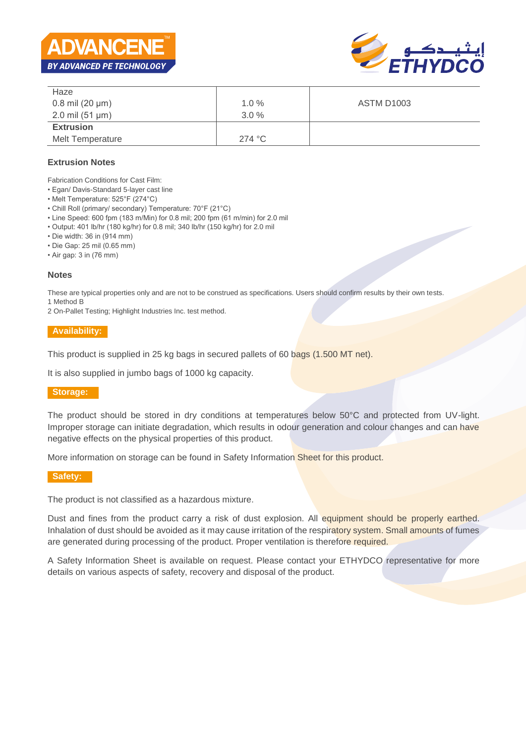| Haze | | |
|---|---|---|
| 0.8 mil (20 µm) | 1.0 % | ASTM D1003 |
| 2.0 mil (51 µm) | 3.0 % | |
| **Extrusion** | | |
| Melt Temperature | 274 °C | |

### Extrusion Notes

Fabrication Conditions for Cast Film:

- Egan/ Davis-Standard 5-layer cast line
- Melt Temperature: 525°F (274°C)
- Chill Roll (primary/ secondary) Temperature: 70°F (21°C)
- Line Speed: 600 fpm (183 m/Min) for 0.8 mil; 200 fpm (61 m/min) for 2.0 mil
- Output: 401 lb/hr (180 kg/hr) for 0.8 mil; 340 lb/hr (150 kg/hr) for 2.0 mil
- Die width: 36 in (914 mm)
- Die Gap: 25 mil (0.65 mm)
- Air gap: 3 in (76 mm)

### Notes

These are typical properties only and are not to be construed as specifications. Users should confirm results by their own tests.
1 Method B
2 On-Pallet Testing; Highlight Industries Inc. test method.

### Availability:

This product is supplied in 25 kg bags in secured pallets of 60 bags (1.500 MT net).

It is also supplied in jumbo bags of 1000 kg capacity.

### Storage:

The product should be stored in dry conditions at temperatures below 50°C and protected from UV-light. Improper storage can initiate degradation, which results in odour generation and colour changes and can have negative effects on the physical properties of this product.

More information on storage can be found in Safety Information Sheet for this product.

### Safety:

The product is not classified as a hazardous mixture.

Dust and fines from the product carry a risk of dust explosion. All equipment should be properly earthed. Inhalation of dust should be avoided as it may cause irritation of the respiratory system. Small amounts of fumes are generated during processing of the product. Proper ventilation is therefore required.

A Safety Information Sheet is available on request. Please contact your ETHYDCO representative for more details on various aspects of safety, recovery and disposal of the product.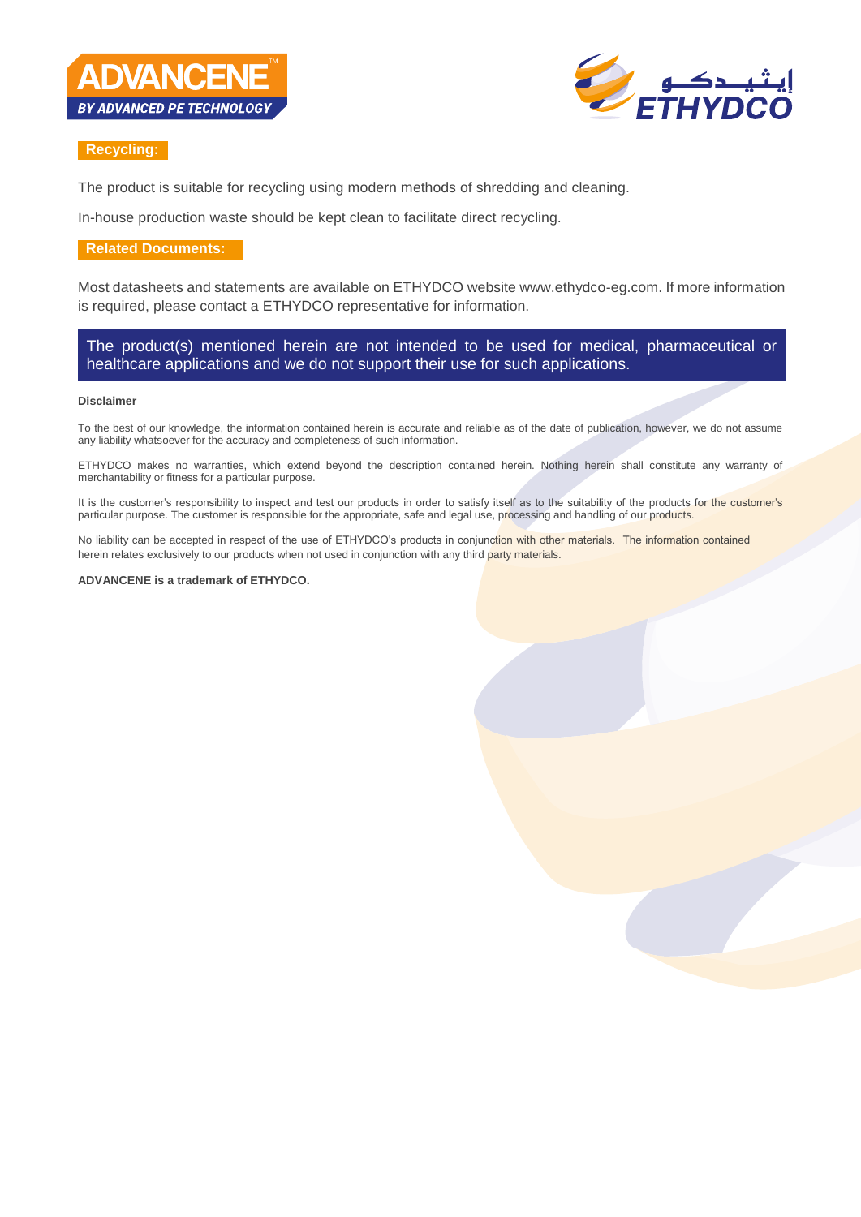## Recycling:

The product is suitable for recycling using modern methods of shredding and cleaning.

In-house production waste should be kept clean to facilitate direct recycling.

## Related Documents:

Most datasheets and statements are available on ETHYDCO website www.ethydco-eg.com. If more information is required, please contact a ETHYDCO representative for information.

The product(s) mentioned herein are not intended to be used for medical, pharmaceutical or healthcare applications and we do not support their use for such applications.

**Disclaimer**

To the best of our knowledge, the information contained herein is accurate and reliable as of the date of publication, however, we do not assume any liability whatsoever for the accuracy and completeness of such information.

ETHYDCO makes no warranties, which extend beyond the description contained herein. Nothing herein shall constitute any warranty of merchantability or fitness for a particular purpose.

It is the customer's responsibility to inspect and test our products in order to satisfy itself as to the suitability of the products for the customer's particular purpose. The customer is responsible for the appropriate, safe and legal use, processing and handling of our products.

No liability can be accepted in respect of the use of ETHYDCO's products in conjunction with other materials. The information contained herein relates exclusively to our products when not used in conjunction with any third party materials.

**ADVANCENE is a trademark of ETHYDCO.**